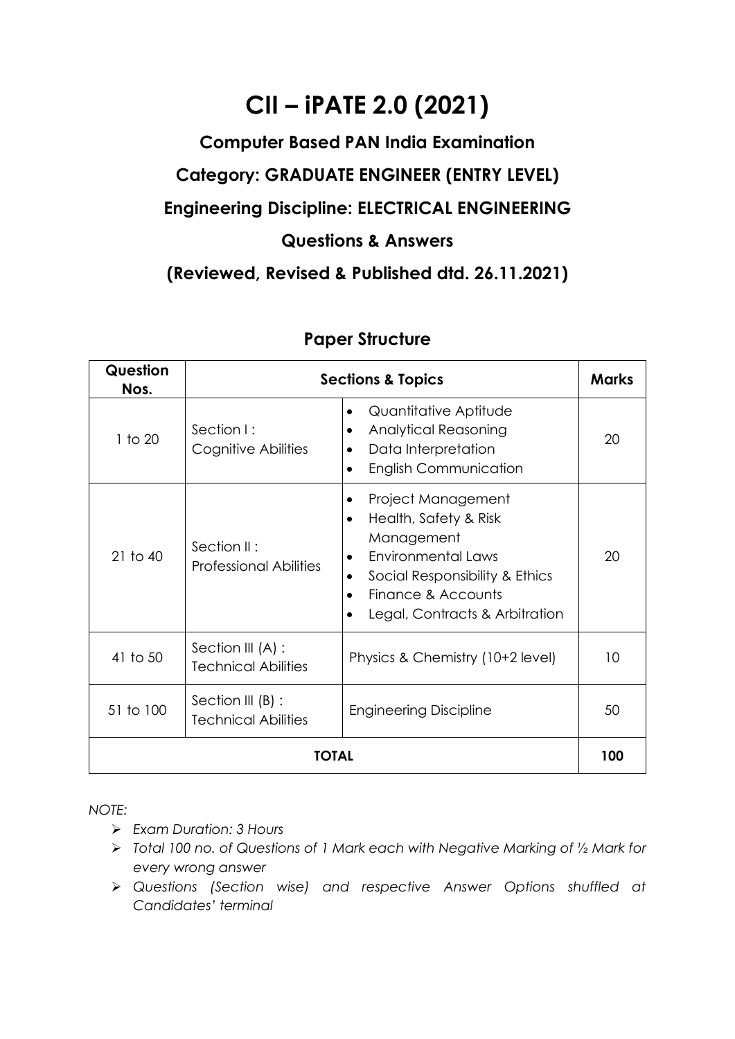# CII – iPATE 2.0 (2021)

## Computer Based PAN India Examination

## Category: GRADUATE ENGINEER (ENTRY LEVEL)

## Engineering Discipline: ELECTRICAL ENGINEERING

## Questions & Answers

## (Reviewed, Revised & Published dtd. 26.11.2021)

### Paper Structure

| Question Nos. | Sections & Topics | | Marks |
|---|---|---|---|
| 1 to 20 | Section I : Cognitive Abilities | • Quantitative Aptitude<br>• Analytical Reasoning<br>• Data Interpretation<br>• English Communication | 20 |
| 21 to 40 | Section II : Professional Abilities | • Project Management<br>• Health, Safety & Risk Management<br>• Environmental Laws<br>• Social Responsibility & Ethics<br>• Finance & Accounts<br>• Legal, Contracts & Arbitration | 20 |
| 41 to 50 | Section III (A) : Technical Abilities | Physics & Chemistry (10+2 level) | 10 |
| 51 to 100 | Section III (B) : Technical Abilities | Engineering Discipline | 50 |
| **TOTAL** | | | **100** |

*NOTE:*

- *Exam Duration: 3 Hours*
- *Total 100 no. of Questions of 1 Mark each with Negative Marking of ½ Mark for every wrong answer*
- *Questions (Section wise) and respective Answer Options shuffled at Candidates' terminal*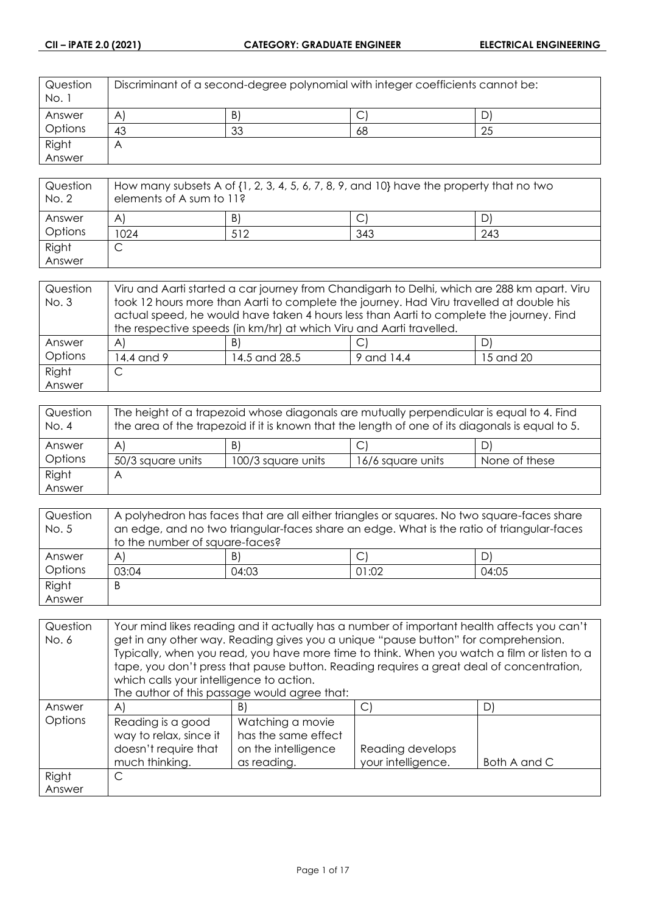| Question No. 1 | Discriminant of a second-degree polynomial with integer coefficients cannot be: | | |
|---|---|---|---|
| Answer Options | A) | B) | C) | D) |
| | 43 | 33 | 68 | 25 |
| Right Answer | A | | | |

| Question No. 2 | How many subsets A of {1, 2, 3, 4, 5, 6, 7, 8, 9, and 10} have the property that no two elements of A sum to 11? | | | |
|---|---|---|---|---|
| Answer Options | A) | B) | C) | D) |
| | 1024 | 512 | 343 | 243 |
| Right Answer | C | | | |

| Question No. 3 | Viru and Aarti started a car journey from Chandigarh to Delhi, which are 288 km apart. Viru took 12 hours more than Aarti to complete the journey. Had Viru travelled at double his actual speed, he would have taken 4 hours less than Aarti to complete the journey. Find the respective speeds (in km/hr) at which Viru and Aarti travelled. | | | |
|---|---|---|---|---|
| Answer Options | A) | B) | C) | D) |
| | 14.4 and 9 | 14.5 and 28.5 | 9 and 14.4 | 15 and 20 |
| Right Answer | C | | | |

| Question No. 4 | The height of a trapezoid whose diagonals are mutually perpendicular is equal to 4. Find the area of the trapezoid if it is known that the length of one of its diagonals is equal to 5. | | | |
|---|---|---|---|---|
| Answer Options | A) | B) | C) | D) |
| | 50/3 square units | 100/3 square units | 16/6 square units | None of these |
| Right Answer | A | | | |

| Question No. 5 | A polyhedron has faces that are all either triangles or squares. No two square-faces share an edge, and no two triangular-faces share an edge. What is the ratio of triangular-faces to the number of square-faces? | | | |
|---|---|---|---|---|
| Answer Options | A) | B) | C) | D) |
| | 03:04 | 04:03 | 01:02 | 04:05 |
| Right Answer | B | | | |

| Question No. 6 | Your mind likes reading and it actually has a number of important health affects you can't get in any other way. Reading gives you a unique "pause button" for comprehension. Typically, when you read, you have more time to think. When you watch a film or listen to a tape, you don't press that pause button. Reading requires a great deal of concentration, which calls your intelligence to action. The author of this passage would agree that: | | | |
|---|---|---|---|---|
| Answer Options | A) | B) | C) | D) |
| | Reading is a good way to relax, since it doesn't require that much thinking. | Watching a movie has the same effect on the intelligence as reading. | Reading develops your intelligence. | Both A and C |
| Right Answer | C | | | |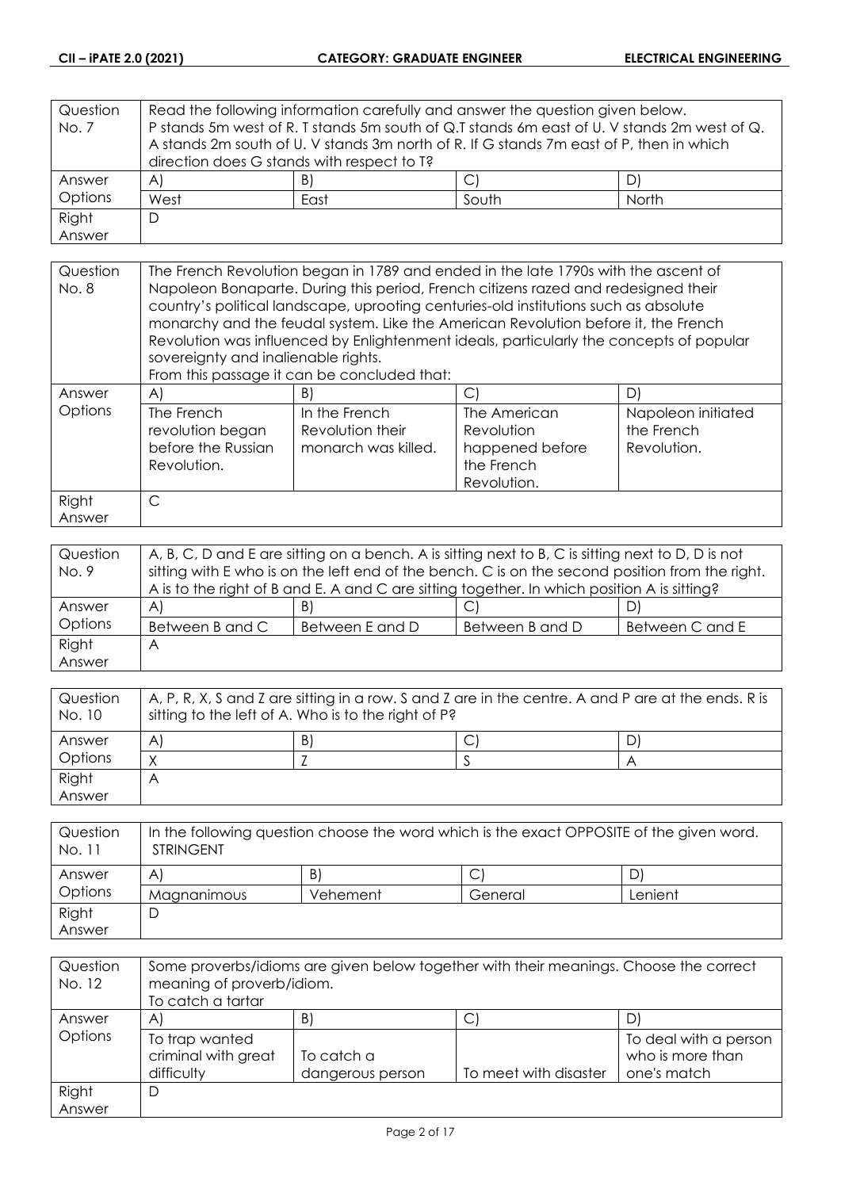| Question No. 7 | Read the following information carefully and answer the question given below.<br>P stands 5m west of R. T stands 5m south of Q.T stands 6m east of U. V stands 2m west of Q. A stands 2m south of U. V stands 3m north of R. If G stands 7m east of P, then in which direction does G stands with respect to T? | | | |
|---|---|---|---|---|
| Answer Options | A) | B) | C) | D) |
| | West | East | South | North |
| Right Answer | D | | | |

| Question No. 8 | The French Revolution began in 1789 and ended in the late 1790s with the ascent of Napoleon Bonaparte. During this period, French citizens razed and redesigned their country's political landscape, uprooting centuries-old institutions such as absolute monarchy and the feudal system. Like the American Revolution before it, the French Revolution was influenced by Enlightenment ideals, particularly the concepts of popular sovereignty and inalienable rights.<br>From this passage it can be concluded that: | | | |
|---|---|---|---|---|
| Answer Options | A) | B) | C) | D) |
| | The French revolution began before the Russian Revolution. | In the French Revolution their monarch was killed. | The American Revolution happened before the French Revolution. | Napoleon initiated the French Revolution. |
| Right Answer | C | | | |

| Question No. 9 | A, B, C, D and E are sitting on a bench. A is sitting next to B, C is sitting next to D, D is not sitting with E who is on the left end of the bench. C is on the second position from the right. A is to the right of B and E. A and C are sitting together. In which position A is sitting? | | | |
|---|---|---|---|---|
| Answer Options | A) | B) | C) | D) |
| | Between B and C | Between E and D | Between B and D | Between C and E |
| Right Answer | A | | | |

| Question No. 10 | A, P, R, X, S and Z are sitting in a row. S and Z are in the centre. A and P are at the ends. R is sitting to the left of A. Who is to the right of P? | | | |
|---|---|---|---|---|
| Answer Options | A) | B) | C) | D) |
| | X | Z | S | A |
| Right Answer | A | | | |

| Question No. 11 | In the following question choose the word which is the exact OPPOSITE of the given word.<br>STRINGENT | | | |
|---|---|---|---|---|
| Answer Options | A) | B) | C) | D) |
| | Magnanimous | Vehement | General | Lenient |
| Right Answer | D | | | |

| Question No. 12 | Some proverbs/idioms are given below together with their meanings. Choose the correct meaning of proverb/idiom.<br>To catch a tartar | | | |
|---|---|---|---|---|
| Answer Options | A) | B) | C) | D) |
| | To trap wanted criminal with great difficulty | To catch a dangerous person | To meet with disaster | To deal with a person who is more than one's match |
| Right Answer | D | | | |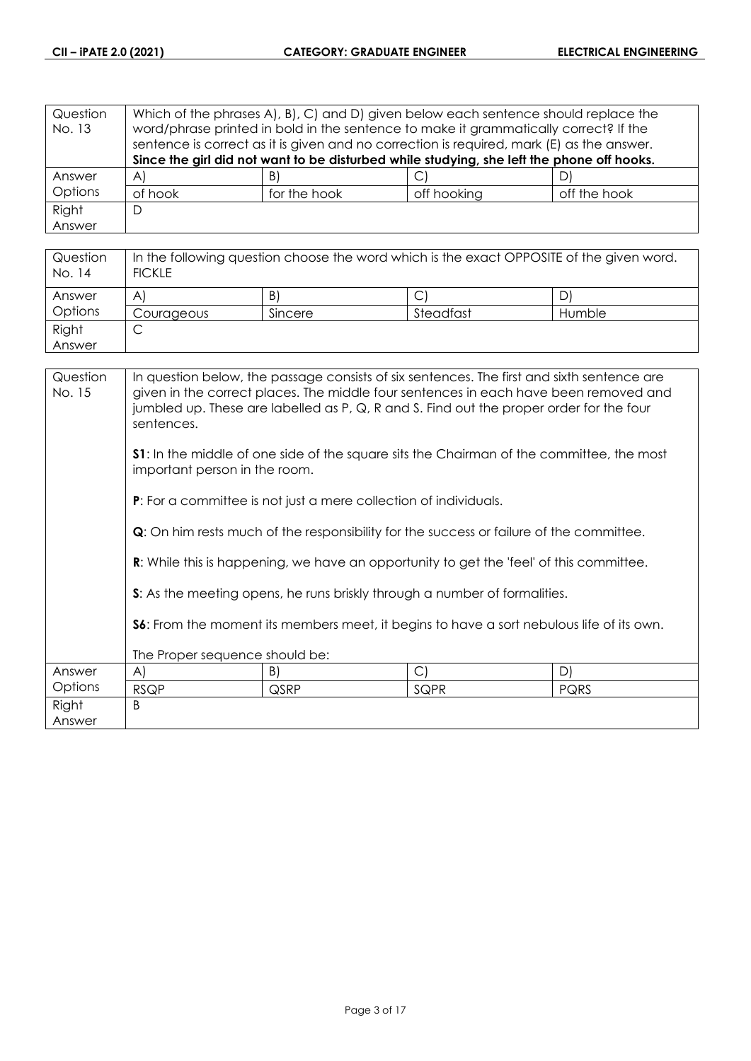| Question No. 13 | Which of the phrases A), B), C) and D) given below each sentence should replace the word/phrase printed in bold in the sentence to make it grammatically correct? If the sentence is correct as it is given and no correction is required, mark (E) as the answer. **Since the girl did not want to be disturbed while studying, she left the phone off hooks.** | | | |
|---|---|---|---|---|
| Answer Options | A) | B) | C) | D) |
| | of hook | for the hook | off hooking | off the hook |
| Right Answer | D | | | |

| Question No. 14 | In the following question choose the word which is the exact OPPOSITE of the given word. FICKLE | | | |
|---|---|---|---|---|
| Answer Options | A) | B) | C) | D) |
| | Courageous | Sincere | Steadfast | Humble |
| Right Answer | C | | | |

| Question No. 15 | In question below, the passage consists of six sentences. The first and sixth sentence are given in the correct places. The middle four sentences in each have been removed and jumbled up. These are labelled as P, Q, R and S. Find out the proper order for the four sentences.<br><br>**S1**: In the middle of one side of the square sits the Chairman of the committee, the most important person in the room.<br><br>**P**: For a committee is not just a mere collection of individuals.<br><br>**Q**: On him rests much of the responsibility for the success or failure of the committee.<br><br>**R**: While this is happening, we have an opportunity to get the 'feel' of this committee.<br><br>**S**: As the meeting opens, he runs briskly through a number of formalities.<br><br>**S6**: From the moment its members meet, it begins to have a sort nebulous life of its own.<br><br>The Proper sequence should be: | | | |
|---|---|---|---|---|
| Answer Options | A) | B) | C) | D) |
| | RSQP | QSRP | SQPR | PQRS |
| Right Answer | B | | | |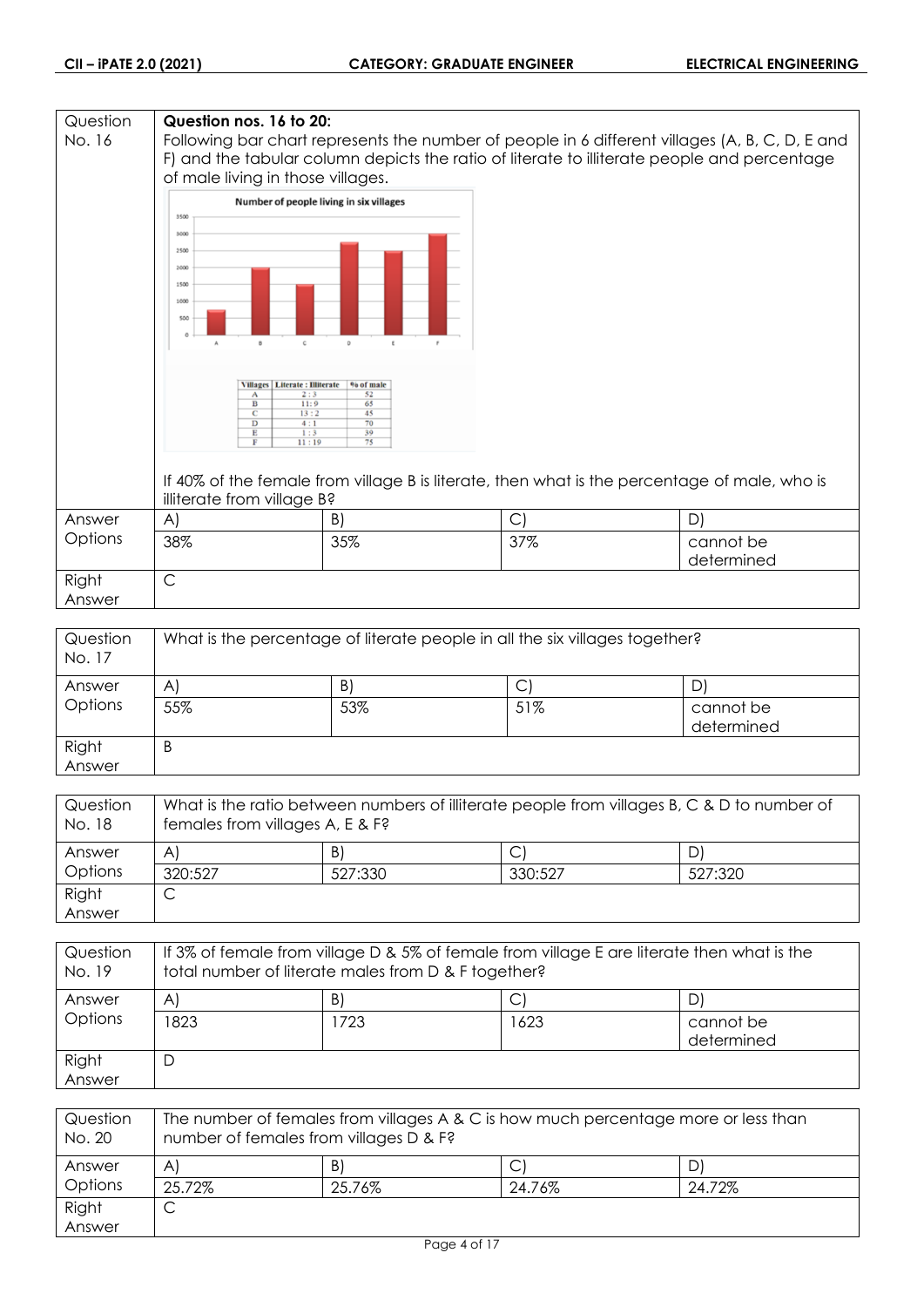| Question No. 16 | **Question nos. 16 to 20:** Following bar chart represents the number of people in 6 different villages (A, B, C, D, E and F) and the tabular column depicts the ratio of literate to illiterate people and percentage of male living in those villages. | | |
|---|---|---|---|

**Number of people living in six villages**

| Villages | Literate : Illiterate | % of male |
|---|---|---|
| A | 2 : 3 | 52 |
| B | 11 : 9 | 65 |
| C | 13 : 2 | 45 |
| D | 4 : 1 | 70 |
| E | 1 : 3 | 39 |
| F | 11 : 19 | 75 |

If 40% of the female from village B is literate, then what is the percentage of male, who is illiterate from village B?

| Answer Options | A) | B) | C) | D) |
|---|---|---|---|---|
| | 38% | 35% | 37% | cannot be determined |
| Right Answer | C | | | |

| Question No. 17 | What is the percentage of literate people in all the six villages together? | | | |
|---|---|---|---|---|
| Answer Options | A) | B) | C) | D) |
| | 55% | 53% | 51% | cannot be determined |
| Right Answer | B | | | |

| Question No. 18 | What is the ratio between numbers of illiterate people from villages B, C & D to number of females from villages A, E & F? | | | |
|---|---|---|---|---|
| Answer Options | A) | B) | C) | D) |
| | 320:527 | 527:330 | 330:527 | 527:320 |
| Right Answer | C | | | |

| Question No. 19 | If 3% of female from village D & 5% of female from village E are literate then what is the total number of literate males from D & F together? | | | |
|---|---|---|---|---|
| Answer Options | A) | B) | C) | D) |
| | 1823 | 1723 | 1623 | cannot be determined |
| Right Answer | D | | | |

| Question No. 20 | The number of females from villages A & C is how much percentage more or less than number of females from villages D & F? | | | |
|---|---|---|---|---|
| Answer Options | A) | B) | C) | D) |
| | 25.72% | 25.76% | 24.76% | 24.72% |
| Right Answer | C | | | |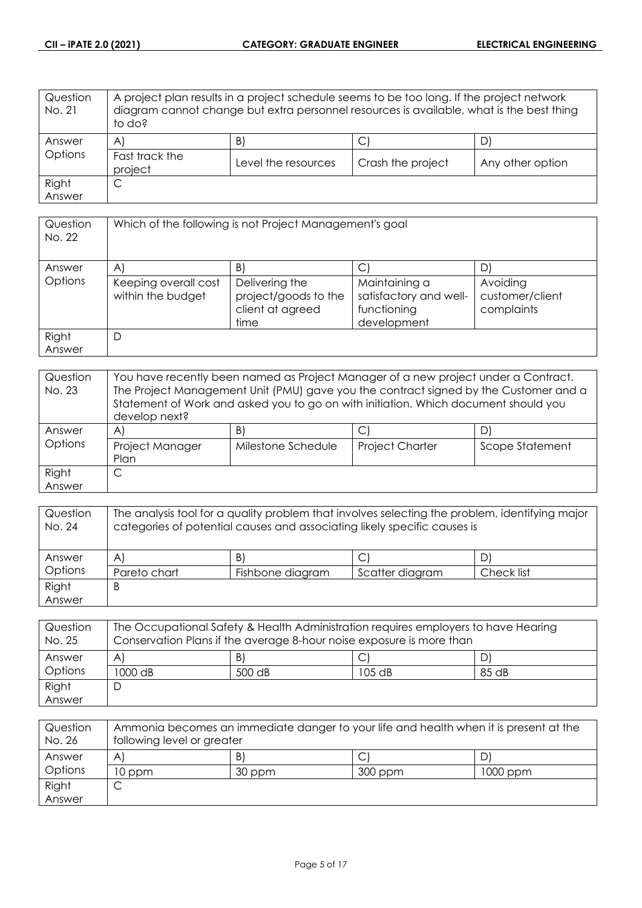| Question No. 21 | A project plan results in a project schedule seems to be too long. If the project network diagram cannot change but extra personnel resources is available, what is the best thing to do? | | | |
|---|---|---|---|---|
| Answer Options | A) | B) | C) | D) |
| | Fast track the project | Level the resources | Crash the project | Any other option |
| Right Answer | C | | | |

| Question No. 22 | Which of the following is not Project Management's goal | | | |
|---|---|---|---|---|
| Answer Options | A) | B) | C) | D) |
| | Keeping overall cost within the budget | Delivering the project/goods to the client at agreed time | Maintaining a satisfactory and well-functioning development | Avoiding customer/client complaints |
| Right Answer | D | | | |

| Question No. 23 | You have recently been named as Project Manager of a new project under a Contract. The Project Management Unit (PMU) gave you the contract signed by the Customer and a Statement of Work and asked you to go on with initiation. Which document should you develop next? | | | |
|---|---|---|---|---|
| Answer Options | A) | B) | C) | D) |
| | Project Manager Plan | Milestone Schedule | Project Charter | Scope Statement |
| Right Answer | C | | | |

| Question No. 24 | The analysis tool for a quality problem that involves selecting the problem, identifying major categories of potential causes and associating likely specific causes is | | | |
|---|---|---|---|---|
| Answer Options | A) | B) | C) | D) |
| | Pareto chart | Fishbone diagram | Scatter diagram | Check list |
| Right Answer | B | | | |

| Question No. 25 | The Occupational Safety & Health Administration requires employers to have Hearing Conservation Plans if the average 8-hour noise exposure is more than | | | |
|---|---|---|---|---|
| Answer Options | A) | B) | C) | D) |
| | 1000 dB | 500 dB | 105 dB | 85 dB |
| Right Answer | D | | | |

| Question No. 26 | Ammonia becomes an immediate danger to your life and health when it is present at the following level or greater | | | |
|---|---|---|---|---|
| Answer Options | A) | B) | C) | D) |
| | 10 ppm | 30 ppm | 300 ppm | 1000 ppm |
| Right Answer | C | | | |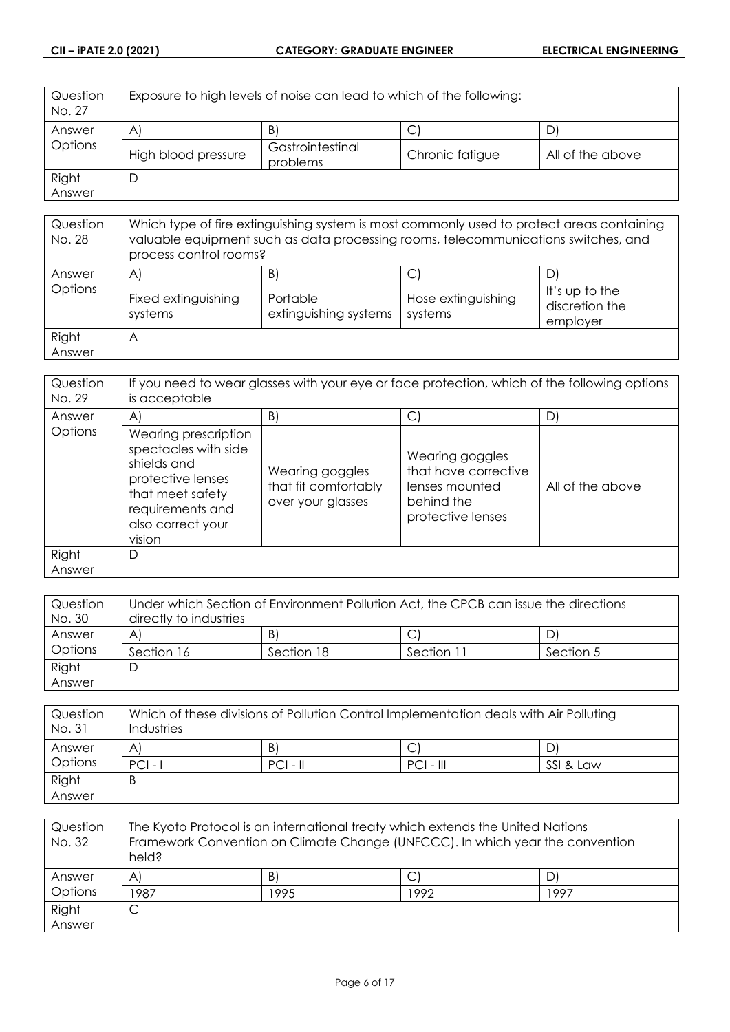| Question No. 27 | Exposure to high levels of noise can lead to which of the following: | | | |
|---|---|---|---|---|
| Answer Options | A) | B) | C) | D) |
| | High blood pressure | Gastrointestinal problems | Chronic fatigue | All of the above |
| Right Answer | D | | | |

| Question No. 28 | Which type of fire extinguishing system is most commonly used to protect areas containing valuable equipment such as data processing rooms, telecommunications switches, and process control rooms? | | | |
|---|---|---|---|---|
| Answer Options | A) | B) | C) | D) |
| | Fixed extinguishing systems | Portable extinguishing systems | Hose extinguishing systems | It's up to the discretion the employer |
| Right Answer | A | | | |

| Question No. 29 | If you need to wear glasses with your eye or face protection, which of the following options is acceptable | | | |
|---|---|---|---|---|
| Answer Options | A) | B) | C) | D) |
| | Wearing prescription spectacles with side shields and protective lenses that meet safety requirements and also correct your vision | Wearing goggles that fit comfortably over your glasses | Wearing goggles that have corrective lenses mounted behind the protective lenses | All of the above |
| Right Answer | D | | | |

| Question No. 30 | Under which Section of Environment Pollution Act, the CPCB can issue the directions directly to industries | | | |
|---|---|---|---|---|
| Answer Options | A) | B) | C) | D) |
| | Section 16 | Section 18 | Section 11 | Section 5 |
| Right Answer | D | | | |

| Question No. 31 | Which of these divisions of Pollution Control Implementation deals with Air Polluting Industries | | | |
|---|---|---|---|---|
| Answer Options | A) | B) | C) | D) |
| | PCI - I | PCI - II | PCI - III | SSI & Law |
| Right Answer | B | | | |

| Question No. 32 | The Kyoto Protocol is an international treaty which extends the United Nations Framework Convention on Climate Change (UNFCCC). In which year the convention held? | | | |
|---|---|---|---|---|
| Answer Options | A) | B) | C) | D) |
| | 1987 | 1995 | 1992 | 1997 |
| Right Answer | C | | | |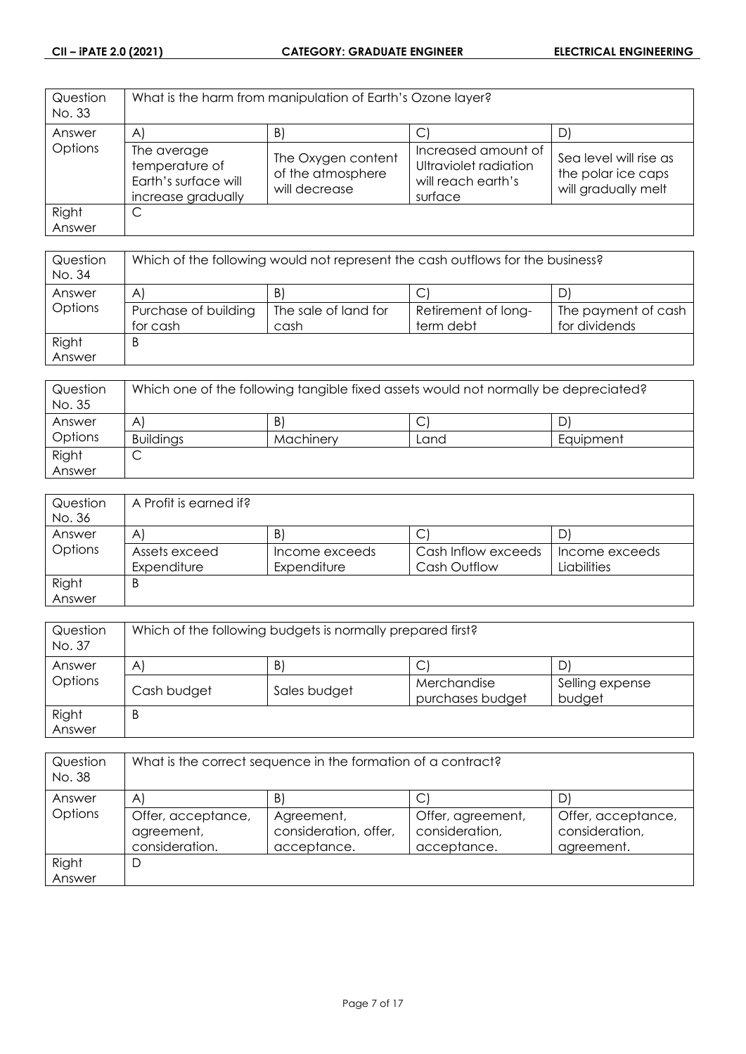| Question No. 33 | What is the harm from manipulation of Earth's Ozone layer? | | | |
|---|---|---|---|---|
| Answer Options | A) | B) | C) | D) |
| | The average temperature of Earth's surface will increase gradually | The Oxygen content of the atmosphere will decrease | Increased amount of Ultraviolet radiation will reach earth's surface | Sea level will rise as the polar ice caps will gradually melt |
| Right Answer | C | | | |

| Question No. 34 | Which of the following would not represent the cash outflows for the business? | | | |
|---|---|---|---|---|
| Answer Options | A) | B) | C) | D) |
| | Purchase of building for cash | The sale of land for cash | Retirement of long-term debt | The payment of cash for dividends |
| Right Answer | B | | | |

| Question No. 35 | Which one of the following tangible fixed assets would not normally be depreciated? | | | |
|---|---|---|---|---|
| Answer Options | A) | B) | C) | D) |
| | Buildings | Machinery | Land | Equipment |
| Right Answer | C | | | |

| Question No. 36 | A Profit is earned if? | | | |
|---|---|---|---|---|
| Answer Options | A) | B) | C) | D) |
| | Assets exceed Expenditure | Income exceeds Expenditure | Cash Inflow exceeds Cash Outflow | Income exceeds Liabilities |
| Right Answer | B | | | |

| Question No. 37 | Which of the following budgets is normally prepared first? | | | |
|---|---|---|---|---|
| Answer Options | A) | B) | C) | D) |
| | Cash budget | Sales budget | Merchandise purchases budget | Selling expense budget |
| Right Answer | B | | | |

| Question No. 38 | What is the correct sequence in the formation of a contract? | | | |
|---|---|---|---|---|
| Answer Options | A) | B) | C) | D) |
| | Offer, acceptance, agreement, consideration. | Agreement, consideration, offer, acceptance. | Offer, agreement, consideration, acceptance. | Offer, acceptance, consideration, agreement. |
| Right Answer | D | | | |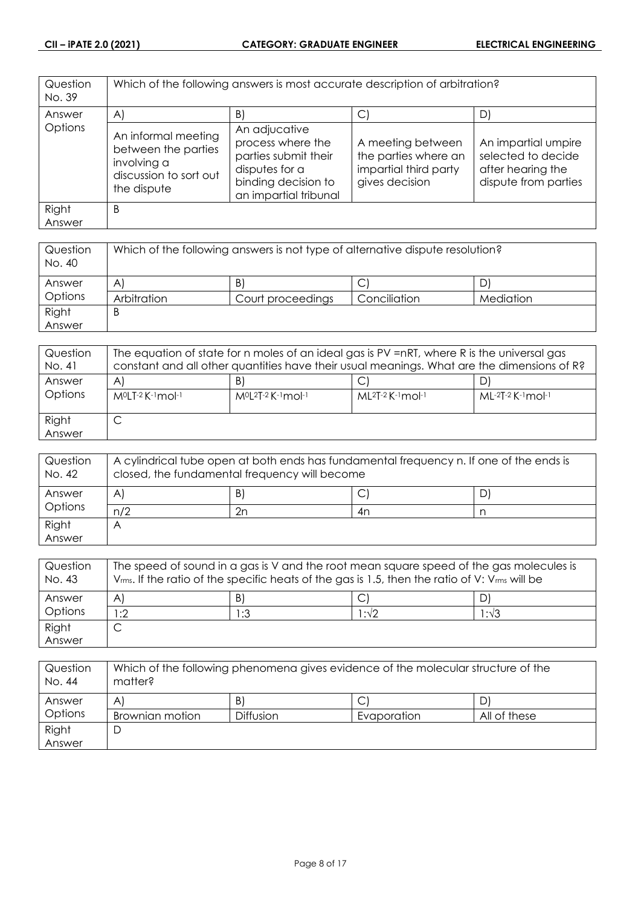| Question No. 39 | Which of the following answers is most accurate description of arbitration? | | | |
|---|---|---|---|---|
| Answer Options | A) | B) | C) | D) |
| | An informal meeting between the parties involving a discussion to sort out the dispute | An adjucative process where the parties submit their disputes for a binding decision to an impartial tribunal | A meeting between the parties where an impartial third party gives decision | An impartial umpire selected to decide after hearing the dispute from parties |
| Right Answer | B | | | |

| Question No. 40 | Which of the following answers is not type of alternative dispute resolution? | | | |
|---|---|---|---|---|
| Answer Options | A) | B) | C) | D) |
| | Arbitration | Court proceedings | Conciliation | Mediation |
| Right Answer | B | | | |

| Question No. 41 | The equation of state for n moles of an ideal gas is PV =nRT, where R is the universal gas constant and all other quantities have their usual meanings. What are the dimensions of R? | | | |
|---|---|---|---|---|
| Answer Options | A) | B) | C) | D) |
| | $M^0LT^{-2}K^{-1}mol^{-1}$ | $M^0L^2T^{-2}K^{-1}mol^{-1}$ | $ML^2T^{-2}K^{-1}mol^{-1}$ | $ML^{-2}T^{-2}K^{-1}mol^{-1}$ |
| Right Answer | C | | | |

| Question No. 42 | A cylindrical tube open at both ends has fundamental frequency n. If one of the ends is closed, the fundamental frequency will become | | | |
|---|---|---|---|---|
| Answer Options | A) | B) | C) | D) |
| | n/2 | 2n | 4n | n |
| Right Answer | A | | | |

| Question No. 43 | The speed of sound in a gas is V and the root mean square speed of the gas molecules is $V_{rms}$. If the ratio of the specific heats of the gas is 1.5, then the ratio of V: $V_{rms}$ will be | | | |
|---|---|---|---|---|
| Answer Options | A) | B) | C) | D) |
| | 1:2 | 1:3 | $1:\sqrt{2}$ | $1:\sqrt{3}$ |
| Right Answer | C | | | |

| Question No. 44 | Which of the following phenomena gives evidence of the molecular structure of the matter? | | | |
|---|---|---|---|---|
| Answer Options | A) | B) | C) | D) |
| | Brownian motion | Diffusion | Evaporation | All of these |
| Right Answer | D | | | |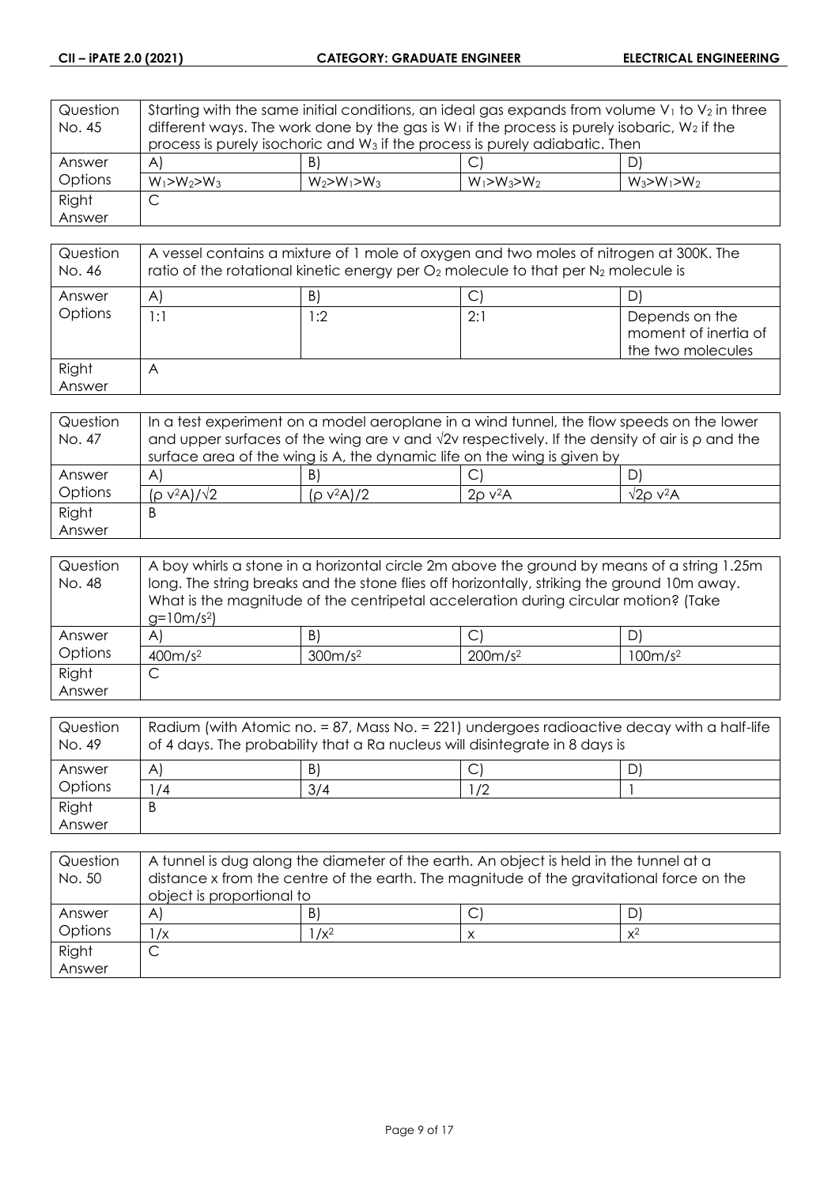| Question No. 45 | Starting with the same initial conditions, an ideal gas expands from volume $V_1$ to $V_2$ in three different ways. The work done by the gas is $W_1$ if the process is purely isobaric, $W_2$ if the process is purely isochoric and $W_3$ if the process is purely adiabatic. Then | | |
|---|---|---|---|
| Answer Options | A) | B) | C) | D) |
| | $W_1>W_2>W_3$ | $W_2>W_1>W_3$ | $W_1>W_3>W_2$ | $W_3>W_1>W_2$ |
| Right Answer | C | | | |

| Question No. 46 | A vessel contains a mixture of 1 mole of oxygen and two moles of nitrogen at 300K. The ratio of the rotational kinetic energy per $O_2$ molecule to that per $N_2$ molecule is | | | |
|---|---|---|---|---|
| Answer Options | A) | B) | C) | D) |
| | 1:1 | 1:2 | 2:1 | Depends on the moment of inertia of the two molecules |
| Right Answer | A | | | |

| Question No. 47 | In a test experiment on a model aeroplane in a wind tunnel, the flow speeds on the lower and upper surfaces of the wing are v and $\sqrt{2}$v respectively. If the density of air is ρ and the surface area of the wing is A, the dynamic life on the wing is given by | | | |
|---|---|---|---|---|
| Answer Options | A) | B) | C) | D) |
| | $(\rho v^2 A)/\sqrt{2}$ | $(\rho v^2 A)/2$ | $2\rho v^2 A$ | $\sqrt{2}\rho v^2 A$ |
| Right Answer | B | | | |

| Question No. 48 | A boy whirls a stone in a horizontal circle 2m above the ground by means of a string 1.25m long. The string breaks and the stone flies off horizontally, striking the ground 10m away. What is the magnitude of the centripetal acceleration during circular motion? (Take $g=10m/s^2$) | | | |
|---|---|---|---|---|
| Answer Options | A) | B) | C) | D) |
| | $400m/s^2$ | $300m/s^2$ | $200m/s^2$ | $100m/s^2$ |
| Right Answer | C | | | |

| Question No. 49 | Radium (with Atomic no. = 87, Mass No. = 221) undergoes radioactive decay with a half-life of 4 days. The probability that a Ra nucleus will disintegrate in 8 days is | | | |
|---|---|---|---|---|
| Answer Options | A) | B) | C) | D) |
| | 1/4 | 3/4 | 1/2 | 1 |
| Right Answer | B | | | |

| Question No. 50 | A tunnel is dug along the diameter of the earth. An object is held in the tunnel at a distance x from the centre of the earth. The magnitude of the gravitational force on the object is proportional to | | | |
|---|---|---|---|---|
| Answer Options | A) | B) | C) | D) |
| | $1/x$ | $1/x^2$ | $x$ | $x^2$ |
| Right Answer | C | | | |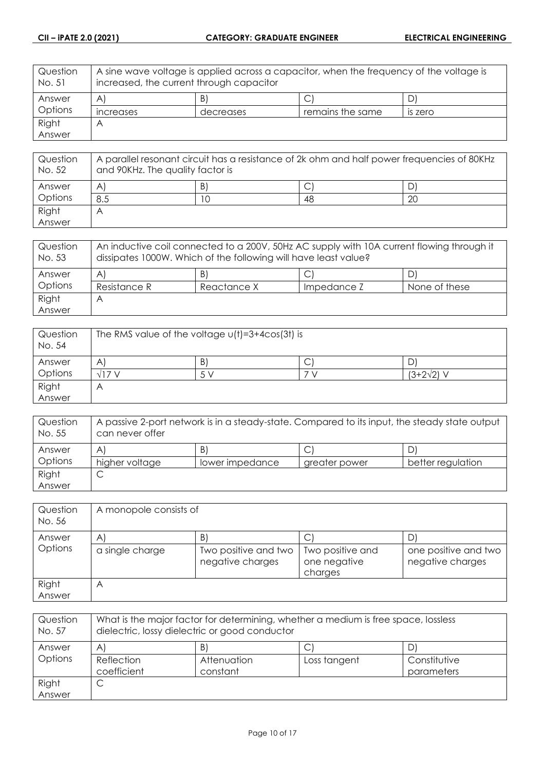| Question No. 51 | A sine wave voltage is applied across a capacitor, when the frequency of the voltage is increased, the current through capacitor | | | |
|---|---|---|---|---|
| Answer Options | A) | B) | C) | D) |
| | increases | decreases | remains the same | is zero |
| Right Answer | A | | | |

| Question No. 52 | A parallel resonant circuit has a resistance of 2k ohm and half power frequencies of 80KHz and 90KHz. The quality factor is | | | |
|---|---|---|---|---|
| Answer Options | A) | B) | C) | D) |
| | 8.5 | 10 | 48 | 20 |
| Right Answer | A | | | |

| Question No. 53 | An inductive coil connected to a 200V, 50Hz AC supply with 10A current flowing through it dissipates 1000W. Which of the following will have least value? | | | |
|---|---|---|---|---|
| Answer Options | A) | B) | C) | D) |
| | Resistance R | Reactance X | Impedance Z | None of these |
| Right Answer | A | | | |

| Question No. 54 | The RMS value of the voltage $v(t)=3+4\cos(3t)$ is | | | |
|---|---|---|---|---|
| Answer Options | A) | B) | C) | D) |
| | $\sqrt{17}$ V | 5 V | 7 V | $(3+2\sqrt{2})$ V |
| Right Answer | A | | | |

| Question No. 55 | A passive 2-port network is in a steady-state. Compared to its input, the steady state output can never offer | | | |
|---|---|---|---|---|
| Answer Options | A) | B) | C) | D) |
| | higher voltage | lower impedance | greater power | better regulation |
| Right Answer | C | | | |

| Question No. 56 | A monopole consists of | | | |
|---|---|---|---|---|
| Answer Options | A) | B) | C) | D) |
| | a single charge | Two positive and two negative charges | Two positive and one negative charges | one positive and two negative charges |
| Right Answer | A | | | |

| Question No. 57 | What is the major factor for determining, whether a medium is free space, lossless dielectric, lossy dielectric or good conductor | | | |
|---|---|---|---|---|
| Answer Options | A) | B) | C) | D) |
| | Reflection coefficient | Attenuation constant | Loss tangent | Constitutive parameters |
| Right Answer | C | | | |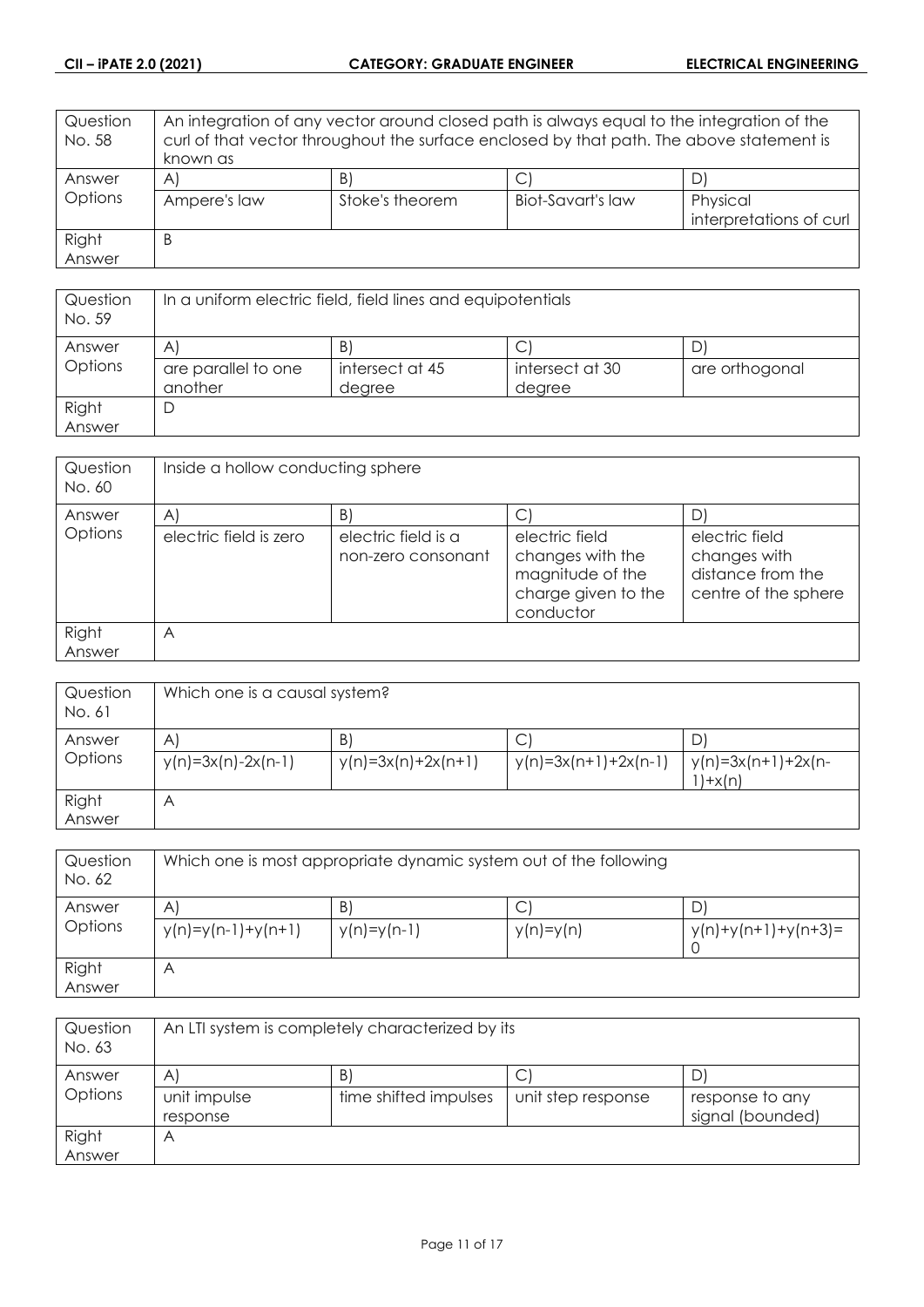| Question No. 58 | An integration of any vector around closed path is always equal to the integration of the curl of that vector throughout the surface enclosed by that path. The above statement is known as | | | |
|---|---|---|---|---|
| Answer Options | A) | B) | C) | D) |
| | Ampere's law | Stoke's theorem | Biot-Savart's law | Physical interpretations of curl |
| Right Answer | B | | | |

| Question No. 59 | In a uniform electric field, field lines and equipotentials | | | |
|---|---|---|---|---|
| Answer Options | A) | B) | C) | D) |
| | are parallel to one another | intersect at 45 degree | intersect at 30 degree | are orthogonal |
| Right Answer | D | | | |

| Question No. 60 | Inside a hollow conducting sphere | | | |
|---|---|---|---|---|
| Answer Options | A) | B) | C) | D) |
| | electric field is zero | electric field is a non-zero consonant | electric field changes with the magnitude of the charge given to the conductor | electric field changes with distance from the centre of the sphere |
| Right Answer | A | | | |

| Question No. 61 | Which one is a causal system? | | | |
|---|---|---|---|---|
| Answer Options | A) | B) | C) | D) |
| | $y(n)=3x(n)-2x(n-1)$ | $y(n)=3x(n)+2x(n+1)$ | $y(n)=3x(n+1)+2x(n-1)$ | $y(n)=3x(n+1)+2x(n-1)+x(n)$ |
| Right Answer | A | | | |

| Question No. 62 | Which one is most appropriate dynamic system out of the following | | | |
|---|---|---|---|---|
| Answer Options | A) | B) | C) | D) |
| | $y(n)=y(n-1)+y(n+1)$ | $y(n)=y(n-1)$ | $y(n)=y(n)$ | $y(n)+y(n+1)+y(n+3)=0$ |
| Right Answer | A | | | |

| Question No. 63 | An LTI system is completely characterized by its | | | |
|---|---|---|---|---|
| Answer Options | A) | B) | C) | D) |
| | unit impulse response | time shifted impulses | unit step response | response to any signal (bounded) |
| Right Answer | A | | | |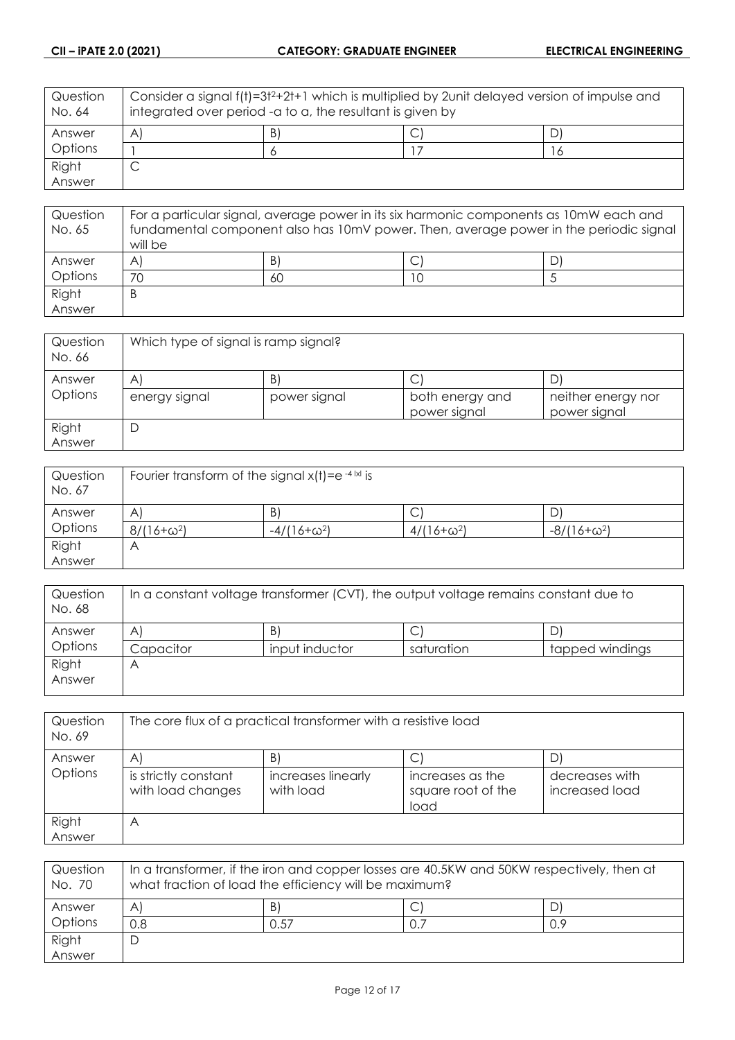| Question No. 64 | Consider a signal $f(t)=3t^2+2t+1$ which is multiplied by 2unit delayed version of impulse and integrated over period -a to a, the resultant is given by | | |
|---|---|---|---|
| Answer Options | A) | B) | C) | D) |
| | 1 | 6 | 17 | 16 |
| Right Answer | C | | | |

| Question No. 65 | For a particular signal, average power in its six harmonic components as 10mW each and fundamental component also has 10mV power. Then, average power in the periodic signal will be | | |
|---|---|---|---|
| Answer Options | A) | B) | C) | D) |
| | 70 | 60 | 10 | 5 |
| Right Answer | B | | | |

| Question No. 66 | Which type of signal is ramp signal? | | |
|---|---|---|---|
| Answer Options | A) | B) | C) | D) |
| | energy signal | power signal | both energy and power signal | neither energy nor power signal |
| Right Answer | D | | | |

| Question No. 67 | Fourier transform of the signal $x(t)=e^{-4\|x\|}$ is | | |
|---|---|---|---|
| Answer Options | A) | B) | C) | D) |
| | $8/(16+\omega^2)$ | $-4/(16+\omega^2)$ | $4/(16+\omega^2)$ | $-8/(16+\omega^2)$ |
| Right Answer | A | | | |

| Question No. 68 | In a constant voltage transformer (CVT), the output voltage remains constant due to | | |
|---|---|---|---|
| Answer Options | A) | B) | C) | D) |
| | Capacitor | input inductor | saturation | tapped windings |
| Right Answer | A | | | |

| Question No. 69 | The core flux of a practical transformer with a resistive load | | |
|---|---|---|---|
| Answer Options | A) | B) | C) | D) |
| | is strictly constant with load changes | increases linearly with load | increases as the square root of the load | decreases with increased load |
| Right Answer | A | | | |

| Question No. 70 | In a transformer, if the iron and copper losses are 40.5KW and 50KW respectively, then at what fraction of load the efficiency will be maximum? | | |
|---|---|---|---|
| Answer Options | A) | B) | C) | D) |
| | 0.8 | 0.57 | 0.7 | 0.9 |
| Right Answer | D | | | |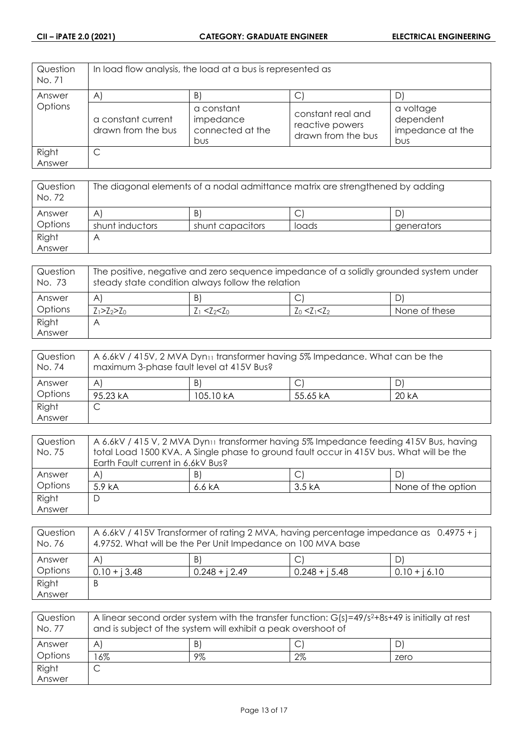| Question No. 71 | In load flow analysis, the load at a bus is represented as | | | |
|---|---|---|---|---|
| Answer Options | A) | B) | C) | D) |
| | a constant current drawn from the bus | a constant impedance connected at the bus | constant real and reactive powers drawn from the bus | a voltage dependent impedance at the bus |
| Right Answer | C | | | |

| Question No. 72 | The diagonal elements of a nodal admittance matrix are strengthened by adding | | | |
|---|---|---|---|---|
| Answer Options | A) | B) | C) | D) |
| | shunt inductors | shunt capacitors | loads | generators |
| Right Answer | A | | | |

| Question No. 73 | The positive, negative and zero sequence impedance of a solidly grounded system under steady state condition always follow the relation | | | |
|---|---|---|---|---|
| Answer Options | A) | B) | C) | D) |
| | $Z_1>Z_2>Z_0$ | $Z_1<Z_2<Z_0$ | $Z_0<Z_1<Z_2$ | None of these |
| Right Answer | A | | | |

| Question No. 74 | A 6.6kV / 415V, 2 MVA $Dyn_{11}$ transformer having 5% Impedance. What can be the maximum 3-phase fault level at 415V Bus? | | | |
|---|---|---|---|---|
| Answer Options | A) | B) | C) | D) |
| | 95.23 kA | 105.10 kA | 55.65 kA | 20 kA |
| Right Answer | C | | | |

| Question No. 75 | A 6.6kV / 415 V, 2 MVA $Dyn_{11}$ transformer having 5% Impedance feeding 415V Bus, having total Load 1500 KVA. A Single phase to ground fault occur in 415V bus. What will be the Earth Fault current in 6.6kV Bus? | | | |
|---|---|---|---|---|
| Answer Options | A) | B) | C) | D) |
| | 5.9 kA | 6.6 kA | 3.5 kA | None of the option |
| Right Answer | D | | | |

| Question No. 76 | A 6.6kV / 415V Transformer of rating 2 MVA, having percentage impedance as 0.4975 + j 4.9752. What will be the Per Unit Impedance on 100 MVA base | | | |
|---|---|---|---|---|
| Answer Options | A) | B) | C) | D) |
| | 0.10 + j 3.48 | 0.248 + j 2.49 | 0.248 + j 5.48 | 0.10 + j 6.10 |
| Right Answer | B | | | |

| Question No. 77 | A linear second order system with the transfer function: $G(s)=49/s^2+8s+49$ is initially at rest and is subject of the system will exhibit a peak overshoot of | | | |
|---|---|---|---|---|
| Answer Options | A) | B) | C) | D) |
| | 16% | 9% | 2% | zero |
| Right Answer | C | | | |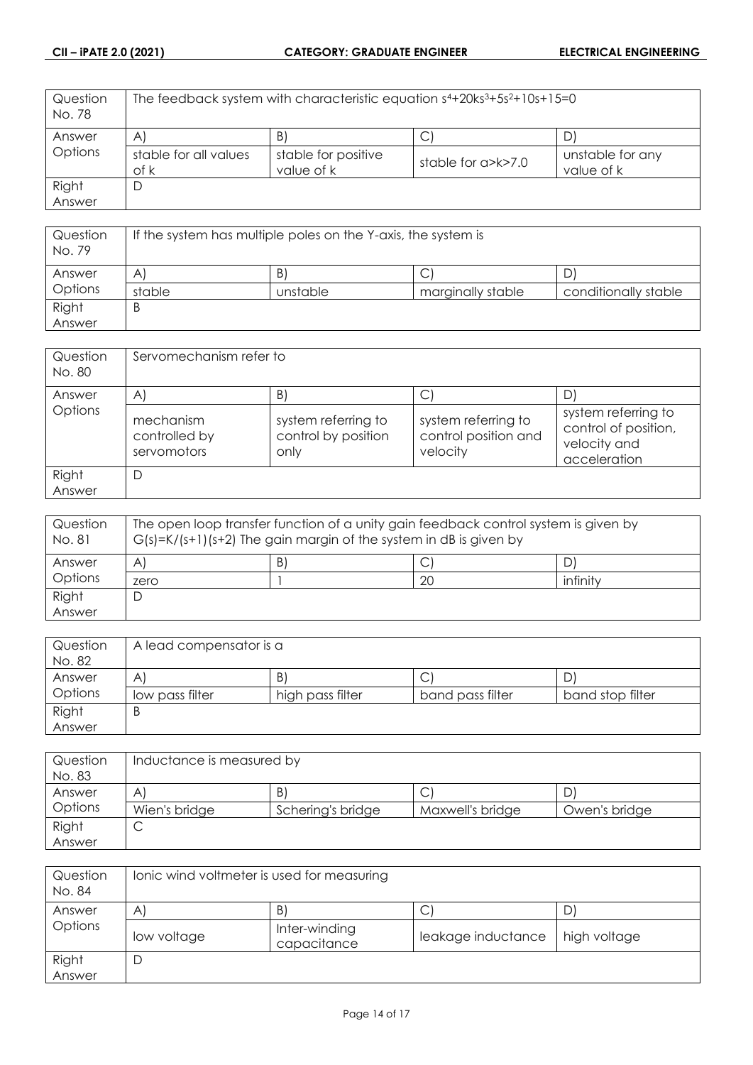| Question No. 78 | The feedback system with characteristic equation $s^4+20ks^3+5s^2+10s+15=0$ | | | |
|---|---|---|---|---|
| Answer Options | A) | B) | C) | D) |
| | stable for all values of k | stable for positive value of k | stable for a>k>7.0 | unstable for any value of k |
| Right Answer | D | | | |

| Question No. 79 | If the system has multiple poles on the Y-axis, the system is | | | |
|---|---|---|---|---|
| Answer Options | A) | B) | C) | D) |
| | stable | unstable | marginally stable | conditionally stable |
| Right Answer | B | | | |

| Question No. 80 | Servomechanism refer to | | | |
|---|---|---|---|---|
| Answer Options | A) | B) | C) | D) |
| | mechanism controlled by servomotors | system referring to control by position only | system referring to control position and velocity | system referring to control of position, velocity and acceleration |
| Right Answer | D | | | |

| Question No. 81 | The open loop transfer function of a unity gain feedback control system is given by $G(s)=K/(s+1)(s+2)$ The gain margin of the system in dB is given by | | | |
|---|---|---|---|---|
| Answer Options | A) | B) | C) | D) |
| | zero | 1 | 20 | infinity |
| Right Answer | D | | | |

| Question No. 82 | A lead compensator is a | | | |
|---|---|---|---|---|
| Answer Options | A) | B) | C) | D) |
| | low pass filter | high pass filter | band pass filter | band stop filter |
| Right Answer | B | | | |

| Question No. 83 | Inductance is measured by | | | |
|---|---|---|---|---|
| Answer Options | A) | B) | C) | D) |
| | Wien's bridge | Schering's bridge | Maxwell's bridge | Owen's bridge |
| Right Answer | C | | | |

| Question No. 84 | Ionic wind voltmeter is used for measuring | | | |
|---|---|---|---|---|
| Answer Options | A) | B) | C) | D) |
| | low voltage | Inter-winding capacitance | leakage inductance | high voltage |
| Right Answer | D | | | |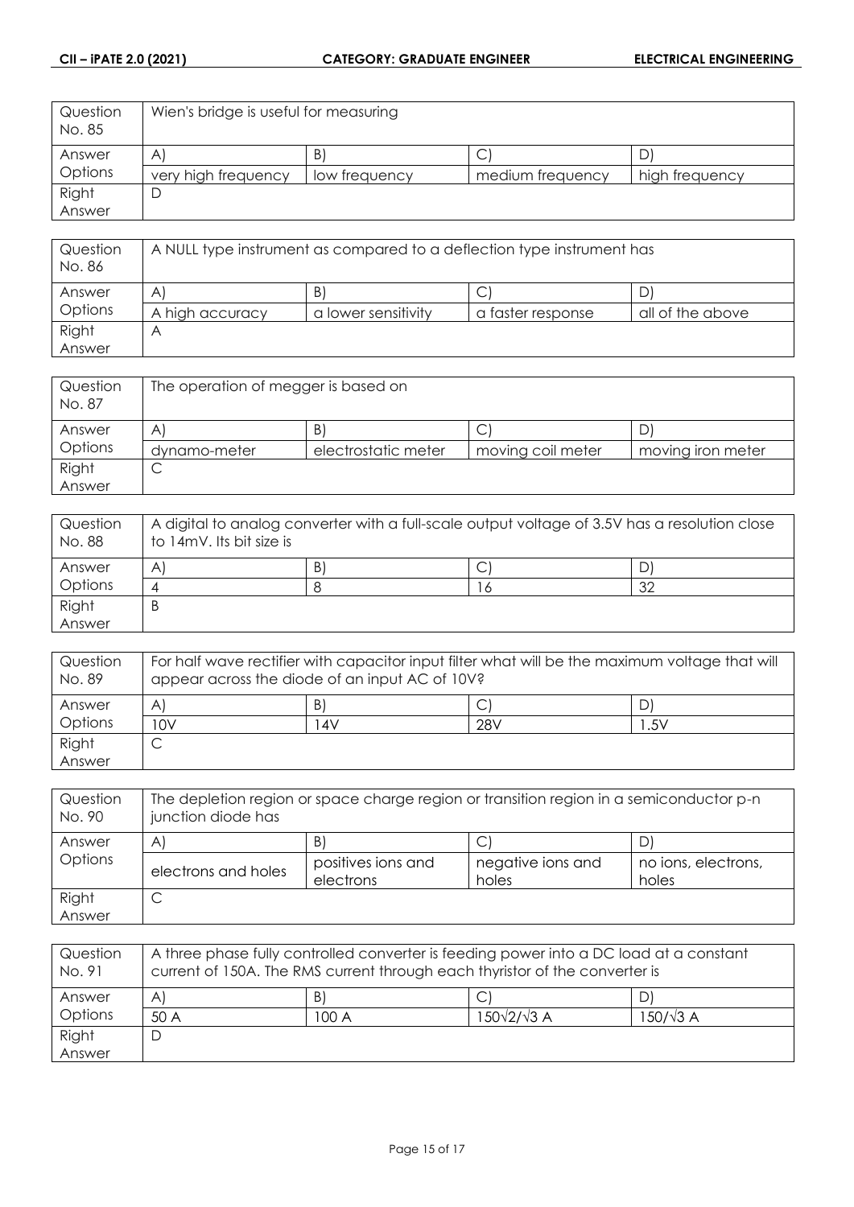| Question No. 85 | Wien's bridge is useful for measuring | | | |
|---|---|---|---|---|
| Answer Options | A) | B) | C) | D) |
| | very high frequency | low frequency | medium frequency | high frequency |
| Right Answer | D | | | |

| Question No. 86 | A NULL type instrument as compared to a deflection type instrument has | | | |
|---|---|---|---|---|
| Answer Options | A) | B) | C) | D) |
| | A high accuracy | a lower sensitivity | a faster response | all of the above |
| Right Answer | A | | | |

| Question No. 87 | The operation of megger is based on | | | |
|---|---|---|---|---|
| Answer Options | A) | B) | C) | D) |
| | dynamo-meter | electrostatic meter | moving coil meter | moving iron meter |
| Right Answer | C | | | |

| Question No. 88 | A digital to analog converter with a full-scale output voltage of 3.5V has a resolution close to 14mV. Its bit size is | | | |
|---|---|---|---|---|
| Answer Options | A) | B) | C) | D) |
| | 4 | 8 | 16 | 32 |
| Right Answer | B | | | |

| Question No. 89 | For half wave rectifier with capacitor input filter what will be the maximum voltage that will appear across the diode of an input AC of 10V? | | | |
|---|---|---|---|---|
| Answer Options | A) | B) | C) | D) |
| | 10V | 14V | 28V | 1.5V |
| Right Answer | C | | | |

| Question No. 90 | The depletion region or space charge region or transition region in a semiconductor p-n junction diode has | | | |
|---|---|---|---|---|
| Answer Options | A) | B) | C) | D) |
| | electrons and holes | positives ions and electrons | negative ions and holes | no ions, electrons, holes |
| Right Answer | C | | | |

| Question No. 91 | A three phase fully controlled converter is feeding power into a DC load at a constant current of 150A. The RMS current through each thyristor of the converter is | | | |
|---|---|---|---|---|
| Answer Options | A) | B) | C) | D) |
| | 50 A | 100 A | $150\sqrt{2}/\sqrt{3}$ A | $150/\sqrt{3}$ A |
| Right Answer | D | | | |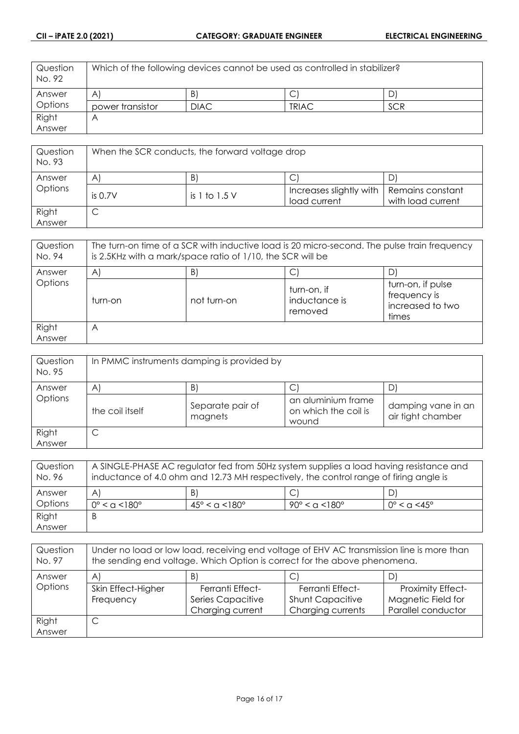| Question No. 92 | Which of the following devices cannot be used as controlled in stabilizer? | | | |
|---|---|---|---|---|
| Answer Options | A) | B) | C) | D) |
| | power transistor | DIAC | TRIAC | SCR |
| Right Answer | A | | | |

| Question No. 93 | When the SCR conducts, the forward voltage drop | | | |
|---|---|---|---|---|
| Answer Options | A) | B) | C) | D) |
| | is 0.7V | is 1 to 1.5 V | Increases slightly with load current | Remains constant with load current |
| Right Answer | C | | | |

| Question No. 94 | The turn-on time of a SCR with inductive load is 20 micro-second. The pulse train frequency is 2.5KHz with a mark/space ratio of 1/10, the SCR will be | | | |
|---|---|---|---|---|
| Answer Options | A) | B) | C) | D) |
| | turn-on | not turn-on | turn-on, if inductance is removed | turn-on, if pulse frequency is increased to two times |
| Right Answer | A | | | |

| Question No. 95 | In PMMC instruments damping is provided by | | | |
|---|---|---|---|---|
| Answer Options | A) | B) | C) | D) |
| | the coil itself | Separate pair of magnets | an aluminium frame on which the coil is wound | damping vane in an air tight chamber |
| Right Answer | C | | | |

| Question No. 96 | A SINGLE-PHASE AC regulator fed from 50Hz system supplies a load having resistance and inductance of 4.0 ohm and 12.73 MH respectively, the control range of firing angle is | | | |
|---|---|---|---|---|
| Answer Options | A) | B) | C) | D) |
| | $0° < \alpha < 180°$ | $45° < \alpha < 180°$ | $90° < \alpha < 180°$ | $0° < \alpha < 45°$ |
| Right Answer | B | | | |

| Question No. 97 | Under no load or low load, receiving end voltage of EHV AC transmission line is more than the sending end voltage. Which Option is correct for the above phenomena. | | | |
|---|---|---|---|---|
| Answer Options | A) | B) | C) | D) |
| | Skin Effect-Higher Frequency | Ferranti Effect-Series Capacitive Charging current | Ferranti Effect-Shunt Capacitive Charging currents | Proximity Effect-Magnetic Field for Parallel conductor |
| Right Answer | C | | | |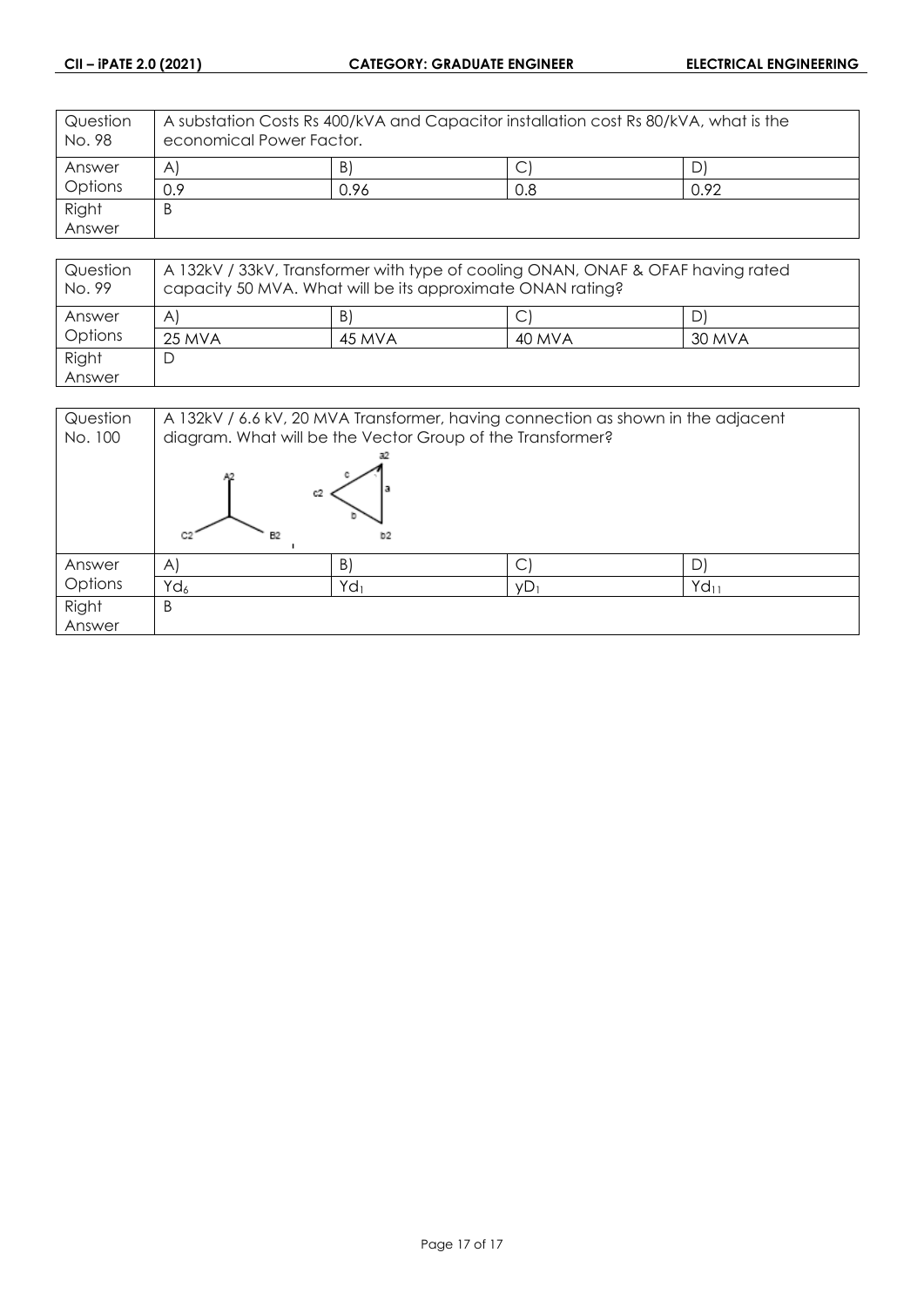| Question No. 98 | A substation Costs Rs 400/kVA and Capacitor installation cost Rs 80/kVA, what is the economical Power Factor. | | | |
|---|---|---|---|---|
| Answer Options | A) | B) | C) | D) |
| | 0.9 | 0.96 | 0.8 | 0.92 |
| Right Answer | B | | | |

| Question No. 99 | A 132kV / 33kV, Transformer with type of cooling ONAN, ONAF & OFAF having rated capacity 50 MVA. What will be its approximate ONAN rating? | | | |
|---|---|---|---|---|
| Answer Options | A) | B) | C) | D) |
| | 25 MVA | 45 MVA | 40 MVA | 30 MVA |
| Right Answer | D | | | |

| Question No. 100 | A 132kV / 6.6 kV, 20 MVA Transformer, having connection as shown in the adjacent diagram. What will be the Vector Group of the Transformer? A2 C2 B2 c a2 a b c2 b2 | | | |
|---|---|---|---|---|
| Answer Options | A) | B) | C) | D) |
| | $Yd_6$ | $Yd_1$ | $yD_1$ | $Yd_{11}$ |
| Right Answer | B | | | |